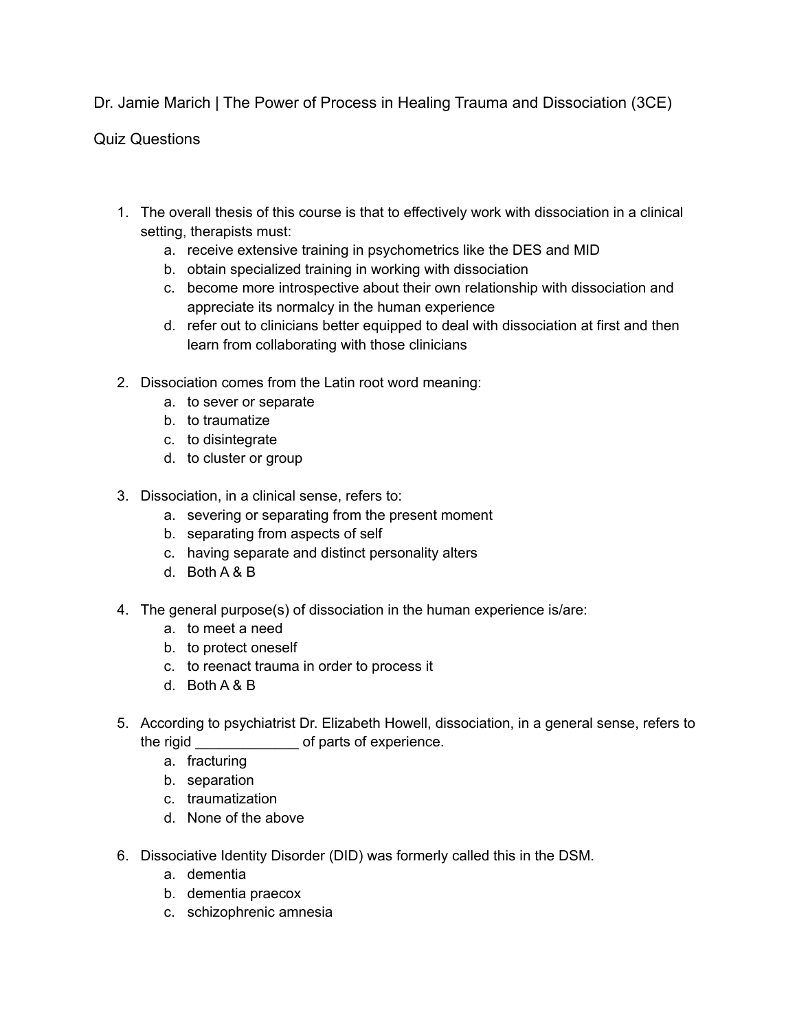Dr. Jamie Marich | The Power of Process in Healing Trauma and Dissociation (3CE)

Quiz Questions

1. The overall thesis of this course is that to effectively work with dissociation in a clinical setting, therapists must:
   a. receive extensive training in psychometrics like the DES and MID
   b. obtain specialized training in working with dissociation
   c. become more introspective about their own relationship with dissociation and appreciate its normalcy in the human experience
   d. refer out to clinicians better equipped to deal with dissociation at first and then learn from collaborating with those clinicians

2. Dissociation comes from the Latin root word meaning:
   a. to sever or separate
   b. to traumatize
   c. to disintegrate
   d. to cluster or group

3. Dissociation, in a clinical sense, refers to:
   a. severing or separating from the present moment
   b. separating from aspects of self
   c. having separate and distinct personality alters
   d. Both A & B

4. The general purpose(s) of dissociation in the human experience is/are:
   a. to meet a need
   b. to protect oneself
   c. to reenact trauma in order to process it
   d. Both A & B

5. According to psychiatrist Dr. Elizabeth Howell, dissociation, in a general sense, refers to the rigid _____________ of parts of experience.
   a. fracturing
   b. separation
   c. traumatization
   d. None of the above

6. Dissociative Identity Disorder (DID) was formerly called this in the DSM.
   a. dementia
   b. dementia praecox
   c. schizophrenic amnesia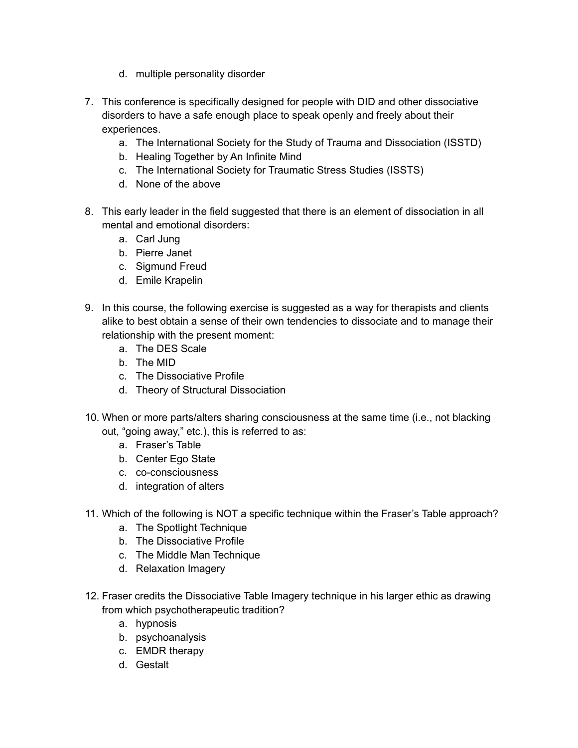d. multiple personality disorder

7. This conference is specifically designed for people with DID and other dissociative disorders to have a safe enough place to speak openly and freely about their experiences.
    a. The International Society for the Study of Trauma and Dissociation (ISSTD)
    b. Healing Together by An Infinite Mind
    c. The International Society for Traumatic Stress Studies (ISSTS)
    d. None of the above

8. This early leader in the field suggested that there is an element of dissociation in all mental and emotional disorders:
    a. Carl Jung
    b. Pierre Janet
    c. Sigmund Freud
    d. Emile Krapelin

9. In this course, the following exercise is suggested as a way for therapists and clients alike to best obtain a sense of their own tendencies to dissociate and to manage their relationship with the present moment:
    a. The DES Scale
    b. The MID
    c. The Dissociative Profile
    d. Theory of Structural Dissociation

10. When or more parts/alters sharing consciousness at the same time (i.e., not blacking out, "going away," etc.), this is referred to as:
    a. Fraser's Table
    b. Center Ego State
    c. co-consciousness
    d. integration of alters

11. Which of the following is NOT a specific technique within the Fraser's Table approach?
    a. The Spotlight Technique
    b. The Dissociative Profile
    c. The Middle Man Technique
    d. Relaxation Imagery

12. Fraser credits the Dissociative Table Imagery technique in his larger ethic as drawing from which psychotherapeutic tradition?
    a. hypnosis
    b. psychoanalysis
    c. EMDR therapy
    d. Gestalt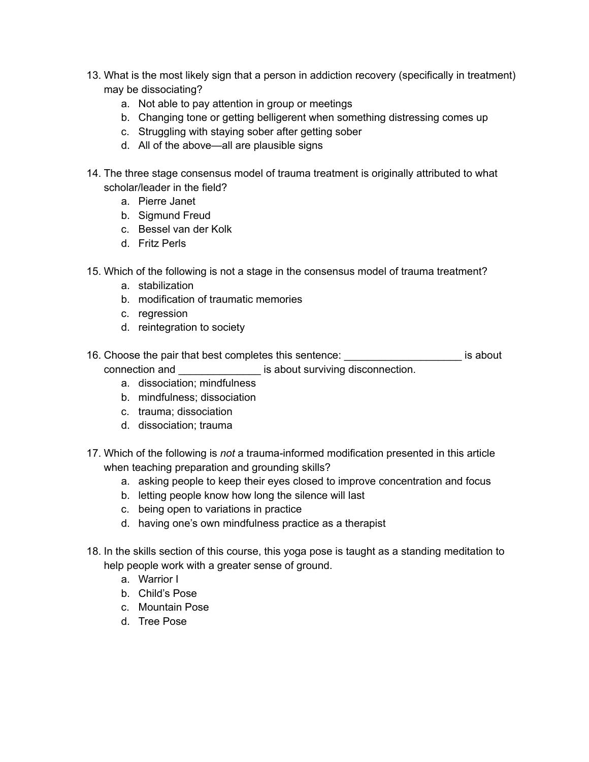13. What is the most likely sign that a person in addiction recovery (specifically in treatment) may be dissociating?
    a. Not able to pay attention in group or meetings
    b. Changing tone or getting belligerent when something distressing comes up
    c. Struggling with staying sober after getting sober
    d. All of the above—all are plausible signs

14. The three stage consensus model of trauma treatment is originally attributed to what scholar/leader in the field?
    a. Pierre Janet
    b. Sigmund Freud
    c. Bessel van der Kolk
    d. Fritz Perls

15. Which of the following is not a stage in the consensus model of trauma treatment?
    a. stabilization
    b. modification of traumatic memories
    c. regression
    d. reintegration to society

16. Choose the pair that best completes this sentence: ____________________ is about connection and ______________ is about surviving disconnection.
    a. dissociation; mindfulness
    b. mindfulness; dissociation
    c. trauma; dissociation
    d. dissociation; trauma

17. Which of the following is *not* a trauma-informed modification presented in this article when teaching preparation and grounding skills?
    a. asking people to keep their eyes closed to improve concentration and focus
    b. letting people know how long the silence will last
    c. being open to variations in practice
    d. having one's own mindfulness practice as a therapist

18. In the skills section of this course, this yoga pose is taught as a standing meditation to help people work with a greater sense of ground.
    a. Warrior I
    b. Child's Pose
    c. Mountain Pose
    d. Tree Pose